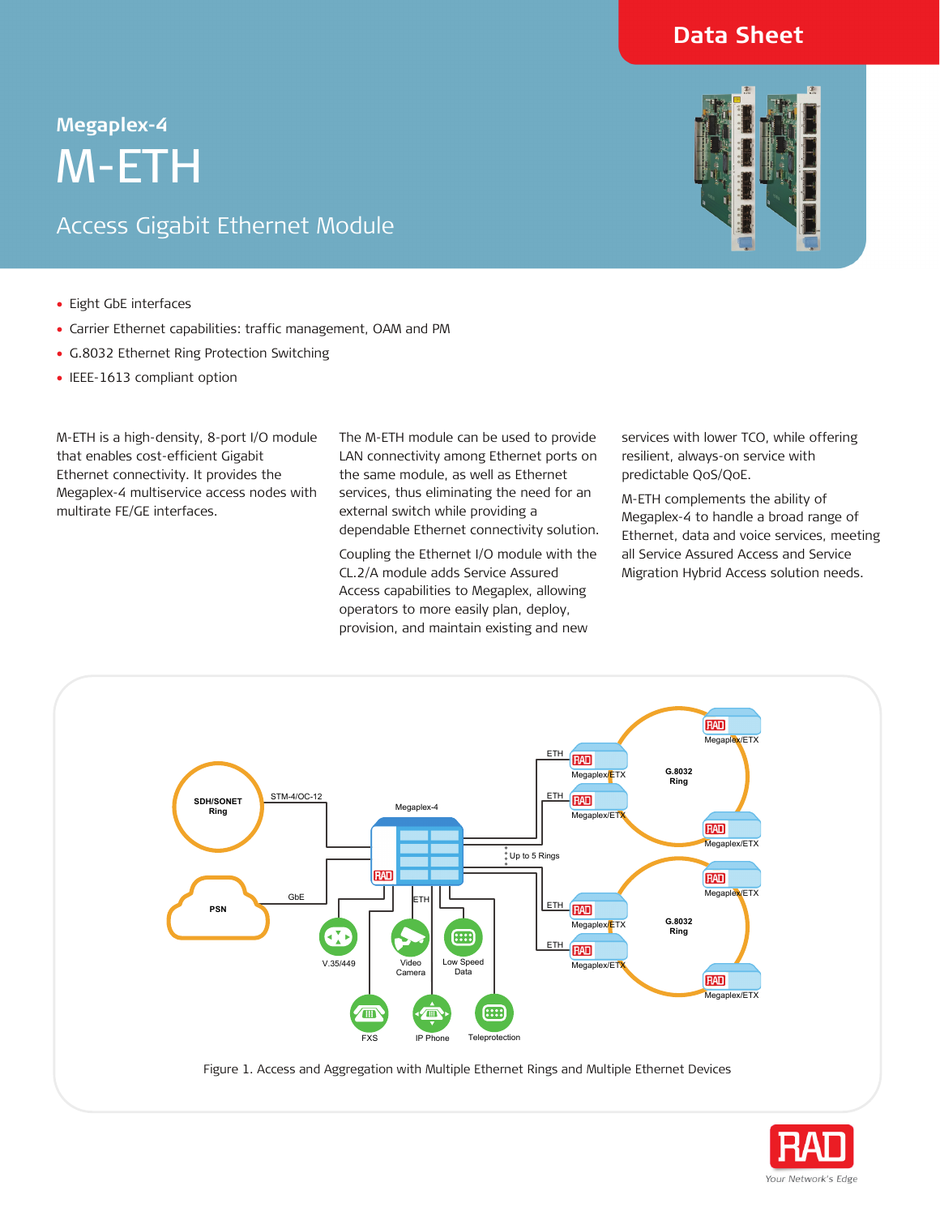Data Sheet

## Megaplex-4

# M-ETH

## Access Gigabit Ethernet Module

- Eight GbE interfaces
- Carrier Ethernet capabilities: traffic management, OAM and PM
- G.8032 Ethernet Ring Protection Switching
- IEEE-1613 compliant option

M-ETH is a high-density, 8-port I/O module that enables cost-efficient Gigabit Ethernet connectivity. It provides the Megaplex-4 multiservice access nodes with multirate FE/GE interfaces.

The M-ETH module can be used to provide LAN connectivity among Ethernet ports on the same module, as well as Ethernet services, thus eliminating the need for an external switch while providing a dependable Ethernet connectivity solution.

Coupling the Ethernet I/O module with the CL.2/A module adds Service Assured Access capabilities to Megaplex, allowing operators to more easily plan, deploy, provision, and maintain existing and new services with lower TCO, while offering resilient, always-on service with predictable QoS/QoE.

M-ETH complements the ability of Megaplex-4 to handle a broad range of Ethernet, data and voice services, meeting all Service Assured Access and Service Migration Hybrid Access solution needs.

Figure 1. Access and Aggregation with Multiple Ethernet Rings and Multiple Ethernet Devices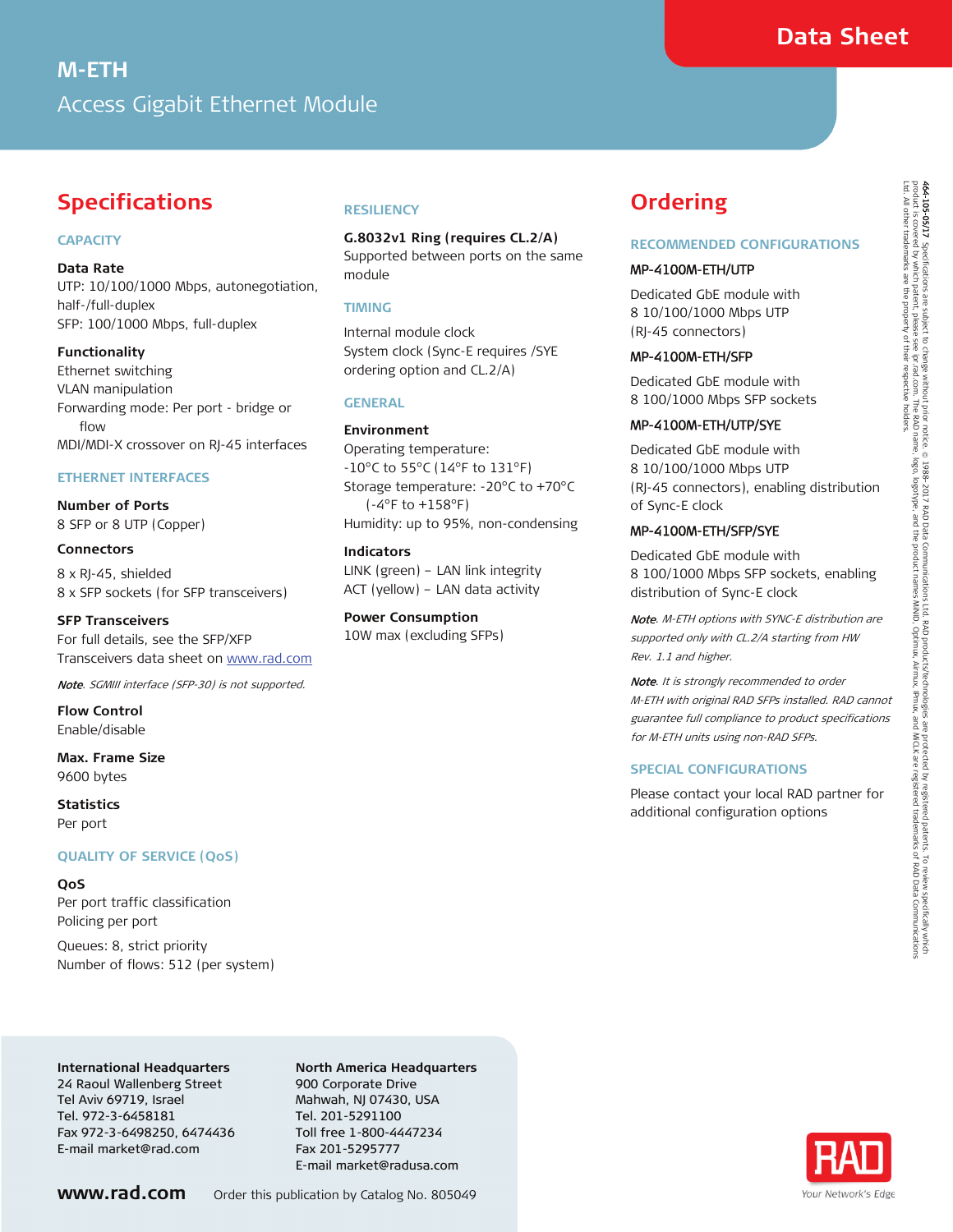# M-ETH

Access Gigabit Ethernet Module

Data Sheet

## Specifications

### CAPACITY

**Data Rate**
UTP: 10/100/1000 Mbps, autonegotiation, half-/full-duplex
SFP: 100/1000 Mbps, full-duplex

**Functionality**
Ethernet switching
VLAN manipulation
Forwarding mode: Per port - bridge or flow
MDI/MDI-X crossover on RJ-45 interfaces

### ETHERNET INTERFACES

**Number of Ports**
8 SFP or 8 UTP (Copper)

**Connectors**
8 x RJ-45, shielded
8 x SFP sockets (for SFP transceivers)

**SFP Transceivers**
For full details, see the SFP/XFP Transceivers data sheet on www.rad.com

***Note**. SGMIII interface (SFP-30) is not supported.*

**Flow Control**
Enable/disable

**Max. Frame Size**
9600 bytes

**Statistics**
Per port

### QUALITY OF SERVICE (QoS)

**QoS**
Per port traffic classification
Policing per port

Queues: 8, strict priority
Number of flows: 512 (per system)

### RESILIENCY

**G.8032v1 Ring (requires CL.2/A)**
Supported between ports on the same module

### TIMING

Internal module clock
System clock (Sync-E requires /SYE ordering option and CL.2/A)

### GENERAL

**Environment**
Operating temperature:
-10°C to 55°C (14°F to 131°F)
Storage temperature: -20°C to +70°C (-4°F to +158°F)
Humidity: up to 95%, non-condensing

**Indicators**
LINK (green) – LAN link integrity
ACT (yellow) – LAN data activity

**Power Consumption**
10W max (excluding SFPs)

## Ordering

### RECOMMENDED CONFIGURATIONS

**MP-4100M-ETH/UTP**

Dedicated GbE module with 8 10/100/1000 Mbps UTP (RJ-45 connectors)

**MP-4100M-ETH/SFP**

Dedicated GbE module with 8 100/1000 Mbps SFP sockets

**MP-4100M-ETH/UTP/SYE**

Dedicated GbE module with 8 10/100/1000 Mbps UTP (RJ-45 connectors), enabling distribution of Sync-E clock

**MP-4100M-ETH/SFP/SYE**

Dedicated GbE module with 8 100/1000 Mbps SFP sockets, enabling distribution of Sync-E clock

***Note**. M-ETH options with SYNC-E distribution are supported only with CL.2/A starting from HW Rev. 1.1 and higher.*

***Note**. It is strongly recommended to order M-ETH with original RAD SFPs installed. RAD cannot guarantee full compliance to product specifications for M-ETH units using non-RAD SFPs.*

### SPECIAL CONFIGURATIONS

Please contact your local RAD partner for additional configuration options

464-105-05/17 Specifications are subject to change without prior notice. © 1988–2017 RAD Data Communications Ltd. RAD products/technologies are protected by registered patents. To review specifically which product is covered by which patent, please see ipr.rad.com. The RAD name, logo, logotype, and the product names MiNID, Optimux, Airmux, IPmux, and MiCLK are registered trademarks of RAD Data Communications Ltd. All other trademarks are the property of their respective holders.

**International Headquarters**
24 Raoul Wallenberg Street
Tel Aviv 69719, Israel
Tel. 972-3-6458181
Fax 972-3-6498250, 6474436
E-mail market@rad.com

**North America Headquarters**
900 Corporate Drive
Mahwah, NJ 07430, USA
Tel. 201-5291100
Toll free 1-800-4447234
Fax 201-5295777
E-mail market@radusa.com

**www.rad.com**

Order this publication by Catalog No. 805049

RAD
Your Network's Edge